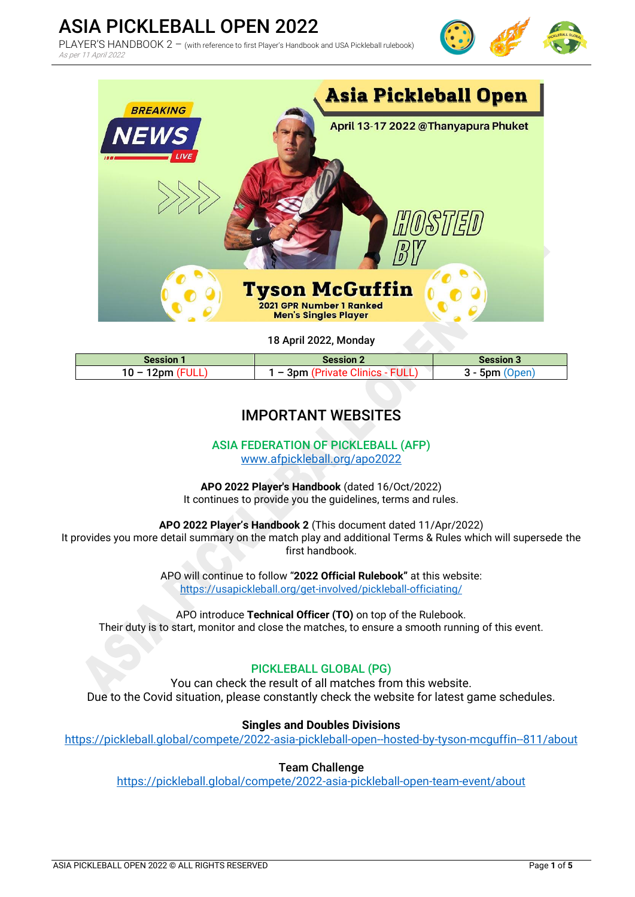# ASIA PICKLEBALL OPEN 2022

PLAYER'S HANDBOOK 2 – (with reference to first Player's Handbook and USA Pickleball rulebook)

*As per 11 April 2022*

BREAKING NEWS LIVE

**Asia Pickleball Open**

April 13-17 2022 @Thanyapura Phuket

HOSTED BY

**Tyson McGuffin**

2021 GPR Number 1 Ranked Men's Singles Player

18 April 2022, Monday

| Session 1 | Session 2 | Session 3 |
|---|---|---|
| 10 – 12pm (FULL) | 1 – 3pm (Private Clinics - FULL) | 3 - 5pm (Open) |

## IMPORTANT WEBSITES

### ASIA FEDERATION OF PICKLEBALL (AFP)

www.afpickleball.org/apo2022

**APO 2022 Player's Handbook** (dated 16/Oct/2022)
It continues to provide you the guidelines, terms and rules.

**APO 2022 Player's Handbook 2** (This document dated 11/Apr/2022)
It provides you more detail summary on the match play and additional Terms & Rules which will supersede the first handbook.

APO will continue to follow **"2022 Official Rulebook"** at this website:
https://usapickleball.org/get-involved/pickleball-officiating/

APO introduce **Technical Officer (TO)** on top of the Rulebook.
Their duty is to start, monitor and close the matches, to ensure a smooth running of this event.

### PICKLEBALL GLOBAL (PG)

You can check the result of all matches from this website.
Due to the Covid situation, please constantly check the website for latest game schedules.

**Singles and Doubles Divisions**
https://pickleball.global/compete/2022-asia-pickleball-open--hosted-by-tyson-mcguffin--811/about

**Team Challenge**
https://pickleball.global/compete/2022-asia-pickleball-open-team-event/about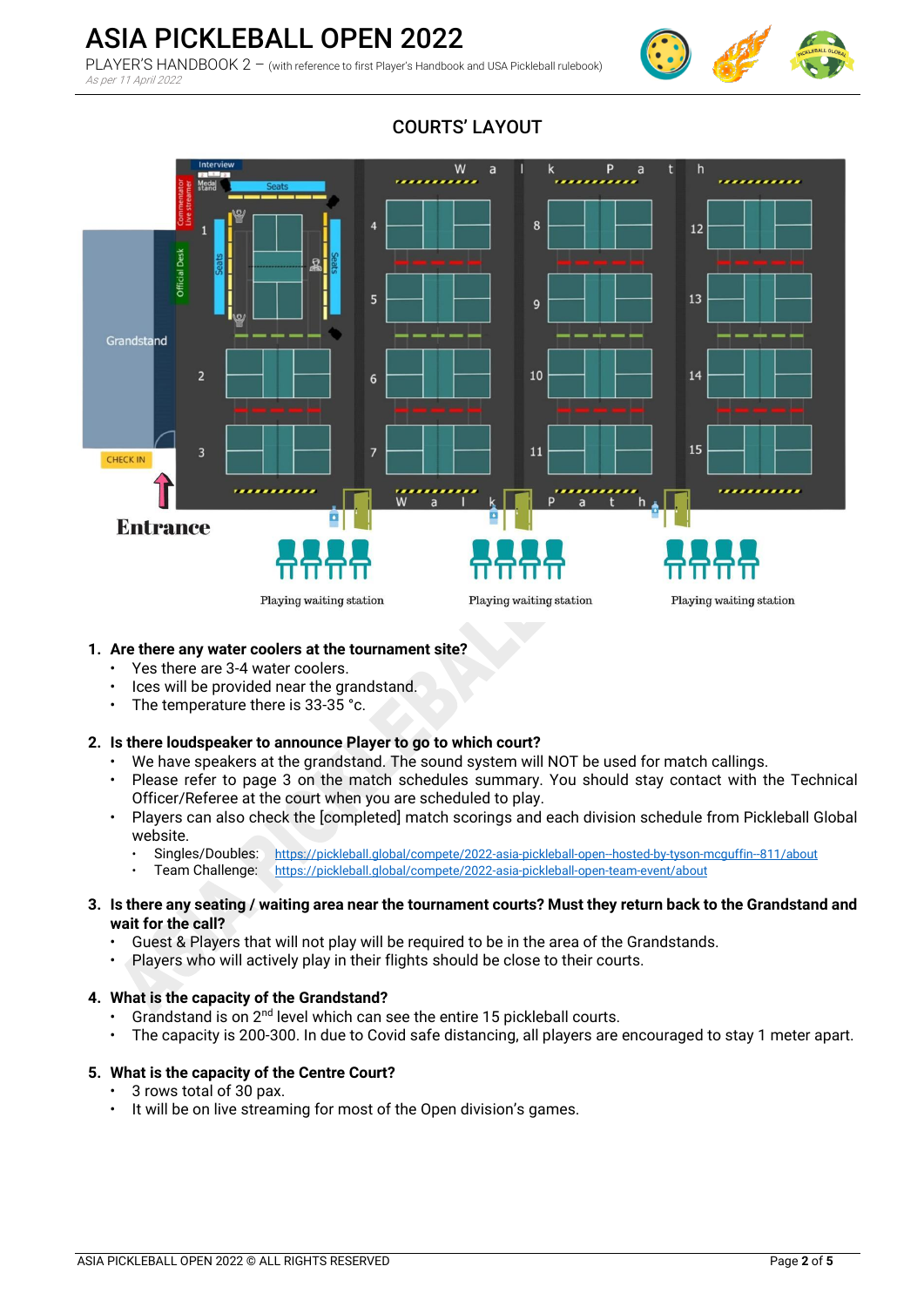# ASIA PICKLEBALL OPEN 2022

PLAYER'S HANDBOOK 2 – (with reference to first Player's Handbook and USA Pickleball rulebook)

*As per 11 April 2022*

## COURTS' LAYOUT

1. **Are there any water coolers at the tournament site?**
   - Yes there are 3-4 water coolers.
   - Ices will be provided near the grandstand.
   - The temperature there is 33-35 °c.

2. **Is there loudspeaker to announce Player to go to which court?**
   - We have speakers at the grandstand. The sound system will NOT be used for match callings.
   - Please refer to page 3 on the match schedules summary. You should stay contact with the Technical Officer/Referee at the court when you are scheduled to play.
   - Players can also check the [completed] match scorings and each division schedule from Pickleball Global website.
     - Singles/Doubles: https://pickleball.global/compete/2022-asia-pickleball-open--hosted-by-tyson-mcguffin--811/about
     - Team Challenge: https://pickleball.global/compete/2022-asia-pickleball-open-team-event/about

3. **Is there any seating / waiting area near the tournament courts? Must they return back to the Grandstand and wait for the call?**
   - Guest & Players that will not play will be required to be in the area of the Grandstands.
   - Players who will actively play in their flights should be close to their courts.

4. **What is the capacity of the Grandstand?**
   - Grandstand is on 2nd level which can see the entire 15 pickleball courts.
   - The capacity is 200-300. In due to Covid safe distancing, all players are encouraged to stay 1 meter apart.

5. **What is the capacity of the Centre Court?**
   - 3 rows total of 30 pax.
   - It will be on live streaming for most of the Open division's games.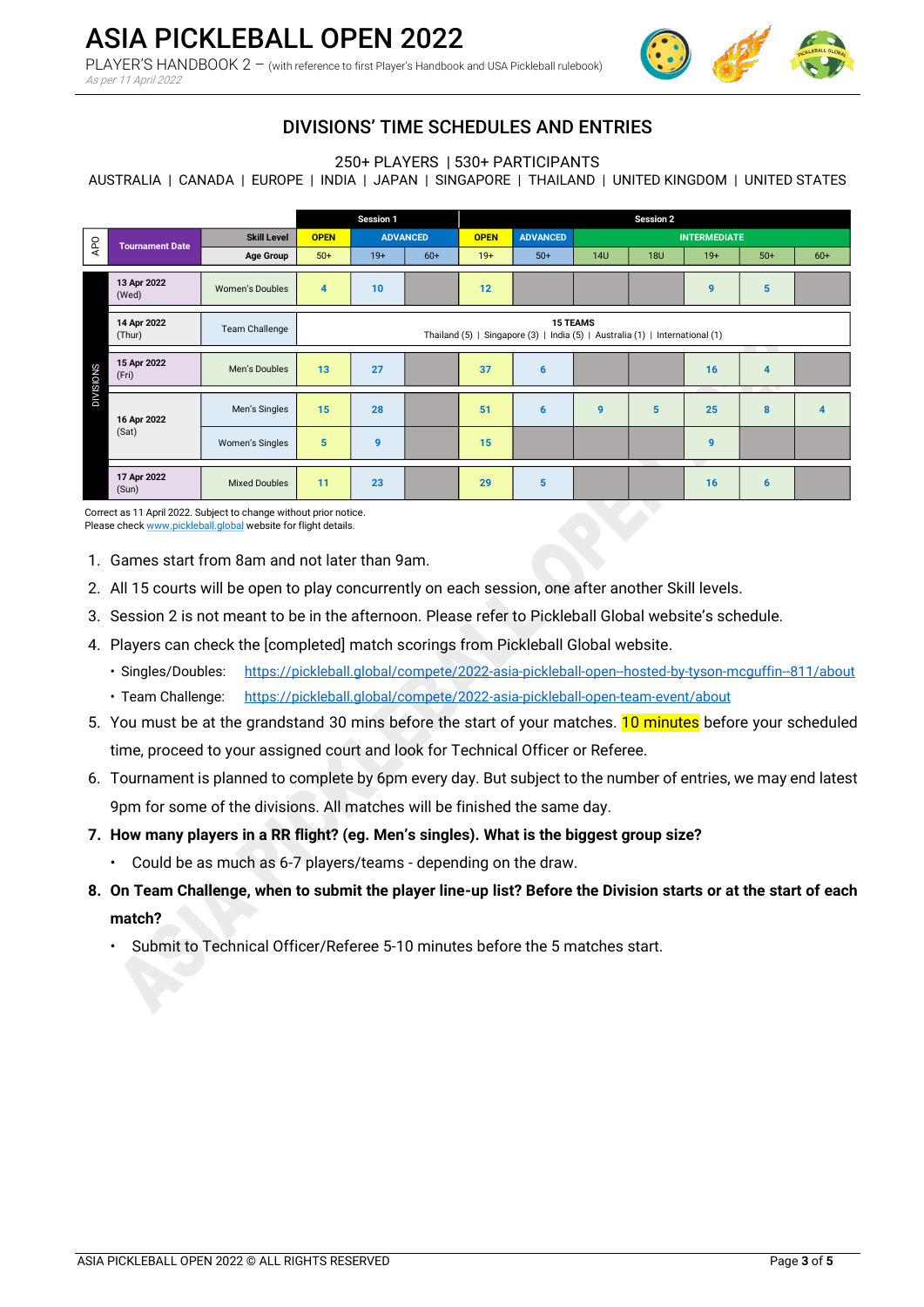# DIVISIONS' TIME SCHEDULES AND ENTRIES

250+ PLAYERS | 530+ PARTICIPANTS

AUSTRALIA | CANADA | EUROPE | INDIA | JAPAN | SINGAPORE | THAILAND | UNITED KINGDOM | UNITED STATES

| APO | Tournament Date | | Session 1 | | | Session 2 | | | | | | |
|---|---|---|---|---|---|---|---|---|---|---|---|---|
| | | Skill Level | OPEN | ADVANCED | | OPEN | ADVANCED | INTERMEDIATE | | | | |
| | | Age Group | 50+ | 19+ | 60+ | 19+ | 50+ | 14U | 18U | 19+ | 50+ | 60+ |
| DIVISIONS | 13 Apr 2022 (Wed) | Women's Doubles | 4 | 10 | | 12 | | | | 9 | 5 | |
| | 14 Apr 2022 (Thur) | Team Challenge | 15 TEAMS<br>Thailand (5) \| Singapore (3) \| India (5) \| Australia (1) \| International (1) | | | | | | | | | |
| | 15 Apr 2022 (Fri) | Men's Doubles | 13 | 27 | | 37 | 6 | | | 16 | 4 | |
| | 16 Apr 2022 (Sat) | Men's Singles | 15 | 28 | | 51 | 6 | 9 | 5 | 25 | 8 | 4 |
| | | Women's Singles | 5 | 9 | | 15 | | | | 9 | | |
| | 17 Apr 2022 (Sun) | Mixed Doubles | 11 | 23 | | 29 | 5 | | | 16 | 6 | |

Correct as 11 April 2022. Subject to change without prior notice.
Please check www.pickleball.global website for flight details.

1. Games start from 8am and not later than 9am.
2. All 15 courts will be open to play concurrently on each session, one after another Skill levels.
3. Session 2 is not meant to be in the afternoon. Please refer to Pickleball Global website's schedule.
4. Players can check the [completed] match scorings from Pickleball Global website.
   - Singles/Doubles: https://pickleball.global/compete/2022-asia-pickleball-open--hosted-by-tyson-mcguffin--811/about
   - Team Challenge: https://pickleball.global/compete/2022-asia-pickleball-open-team-event/about
5. You must be at the grandstand 30 mins before the start of your matches. 10 minutes before your scheduled time, proceed to your assigned court and look for Technical Officer or Referee.
6. Tournament is planned to complete by 6pm every day. But subject to the number of entries, we may end latest 9pm for some of the divisions. All matches will be finished the same day.
7. **How many players in a RR flight? (eg. Men's singles). What is the biggest group size?**
   - Could be as much as 6-7 players/teams - depending on the draw.
8. **On Team Challenge, when to submit the player line-up list? Before the Division starts or at the start of each match?**
   - Submit to Technical Officer/Referee 5-10 minutes before the 5 matches start.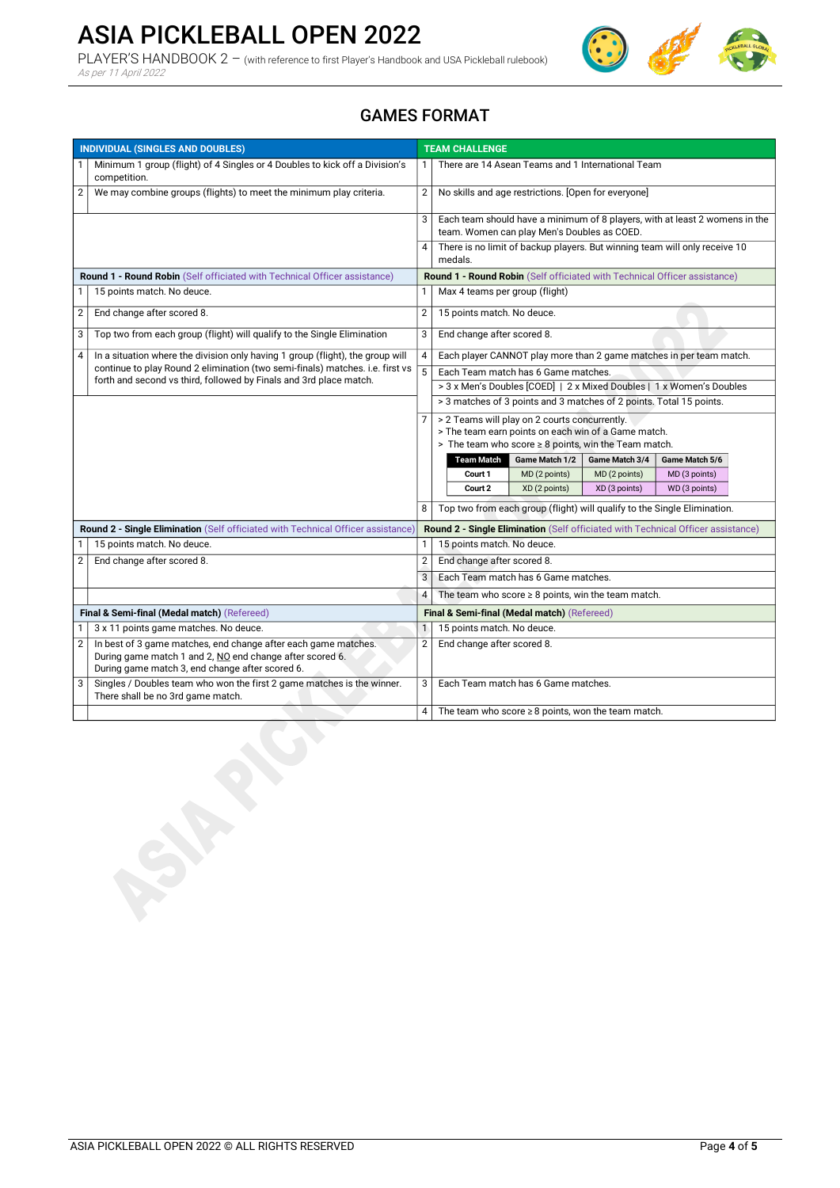# ASIA PICKLEBALL OPEN 2022

PLAYER'S HANDBOOK 2 – (with reference to first Player's Handbook and USA Pickleball rulebook)

*As per 11 April 2022*

## GAMES FORMAT

| INDIVIDUAL (SINGLES AND DOUBLES) | | TEAM CHALLENGE | |
|---|---|---|---|
| 1 | Minimum 1 group (flight) of 4 Singles or 4 Doubles to kick off a Division's competition. | 1 | There are 14 Asean Teams and 1 International Team |
| 2 | We may combine groups (flights) to meet the minimum play criteria. | 2 | No skills and age restrictions. [Open for everyone] |
| | | 3 | Each team should have a minimum of 8 players, with at least 2 womens in the team. Women can play Men's Doubles as COED. |
| | | 4 | There is no limit of backup players. But winning team will only receive 10 medals. |
| **Round 1 - Round Robin** (Self officiated with Technical Officer assistance) | | **Round 1 - Round Robin** (Self officiated with Technical Officer assistance) | |
| 1 | 15 points match. No deuce. | 1 | Max 4 teams per group (flight) |
| 2 | End change after scored 8. | 2 | 15 points match. No deuce. |
| 3 | Top two from each group (flight) would qualify to the Single Elimination | 3 | End change after scored 8. |
| 4 | In a situation where the division only having 1 group (flight), the group will continue to play Round 2 elimination (two semi-finals) matches. i.e. first vs forth and second vs third, followed by Finals and 3rd place match. | 4 | Each player CANNOT play more than 2 game matches in per team match. |
| | | 5 | Each Team match has 6 Game matches.<br>> 3 x Men's Doubles [COED] \| 2 x Mixed Doubles \| 1 x Women's Doubles<br>> 3 matches of 3 points and 3 matches of 2 points. Total 15 points. |
| | | 7 | > 2 Teams will play on 2 courts concurrently.<br>> The team earn points on each win of a Game match.<br>> The team who score ≥ 8 points, win the Team match.<br>Team Match / Game Match 1/2 / Game Match 3/4 / Game Match 5/6<br>Court 1: MD (2 points) / MD (2 points) / MD (3 points)<br>Court 2: XD (2 points) / XD (3 points) / WD (3 points) |
| | | 8 | Top two from each group (flight) will qualify to the Single Elimination. |
| **Round 2 - Single Elimination** (Self officiated with Technical Officer assistance) | | **Round 2 - Single Elimination** (Self officiated with Technical Officer assistance) | |
| 1 | 15 points match. No deuce. | 1 | 15 points match. No deuce. |
| 2 | End change after scored 8. | 2 | End change after scored 8. |
| | | 3 | Each Team match has 6 Game matches. |
| | | 4 | The team who score ≥ 8 points, win the team match. |
| **Final & Semi-final (Medal match)** (Refereed) | | **Final & Semi-final (Medal match)** (Refereed) | |
| 1 | 3 x 11 points game matches. No deuce. | 1 | 15 points match. No deuce. |
| 2 | In best of 3 game matches, end change after each game matches.<br>During game match 1 and 2, NO end change after scored 6.<br>During game match 3, end change after scored 6. | 2 | End change after scored 8. |
| 3 | Singles / Doubles team who won the first 2 game matches is the winner. There shall be no 3rd game match. | 3 | Each Team match has 6 Game matches. |
| | | 4 | The team who score ≥ 8 points, won the team match. |

ASIA PICKLEBALL OPEN 2022 © ALL RIGHTS RESERVED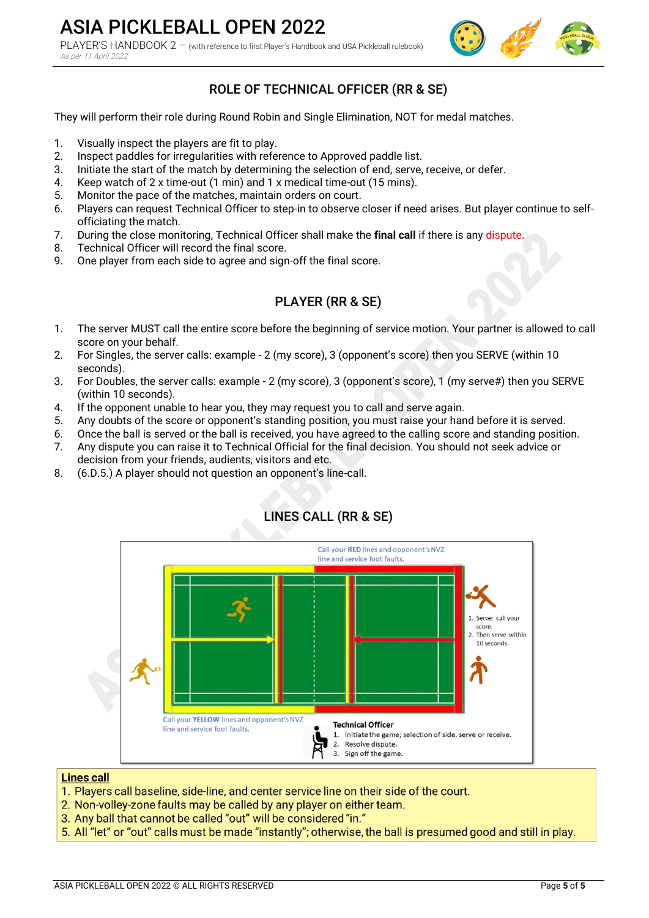# ASIA PICKLEBALL OPEN 2022

PLAYER'S HANDBOOK 2 – (with reference to first Player's Handbook and USA Pickleball rulebook)

*As per 11 April 2022*

## ROLE OF TECHNICAL OFFICER (RR & SE)

They will perform their role during Round Robin and Single Elimination, NOT for medal matches.

1. Visually inspect the players are fit to play.
2. Inspect paddles for irregularities with reference to Approved paddle list.
3. Initiate the start of the match by determining the selection of end, serve, receive, or defer.
4. Keep watch of 2 x time-out (1 min) and 1 x medical time-out (15 mins).
5. Monitor the pace of the matches, maintain orders on court.
6. Players can request Technical Officer to step-in to observe closer if need arises. But player continue to self-officiating the match.
7. During the close monitoring, Technical Officer shall make the **final call** if there is any dispute.
8. Technical Officer will record the final score.
9. One player from each side to agree and sign-off the final score.

## PLAYER (RR & SE)

1. The server MUST call the entire score before the beginning of service motion. Your partner is allowed to call score on your behalf.
2. For Singles, the server calls: example - 2 (my score), 3 (opponent's score) then you SERVE (within 10 seconds).
3. For Doubles, the server calls: example - 2 (my score), 3 (opponent's score), 1 (my serve#) then you SERVE (within 10 seconds).
4. If the opponent unable to hear you, they may request you to call and serve again.
5. Any doubts of the score or opponent's standing position, you must raise your hand before it is served.
6. Once the ball is served or the ball is received, you have agreed to the calling score and standing position.
7. Any dispute you can raise it to Technical Official for the final decision. You should not seek advice or decision from your friends, audients, visitors and etc.
8. (6.D.5.) A player should not question an opponent's line-call.

## LINES CALL (RR & SE)

Call your **RED** lines and opponent's NVZ line and service foot faults.

1. Server call your score.
2. Then serve within 10 seconds.

Call your **YELLOW** lines and opponent's NVZ line and service foot faults.

**Technical Officer**
1. Initiate the game; selection of side, serve or receive.
2. Resolve dispute.
3. Sign off the game.

**Lines call**
1. Players call baseline, side-line, and center service line on their side of the court.
2. Non-volley-zone faults may be called by any player on either team.
3. Any ball that cannot be called "out" will be considered "in."
5. All "let" or "out" calls must be made "instantly"; otherwise, the ball is presumed good and still in play.

ASIA PICKLEBALL OPEN 2022 © ALL RIGHTS RESERVED